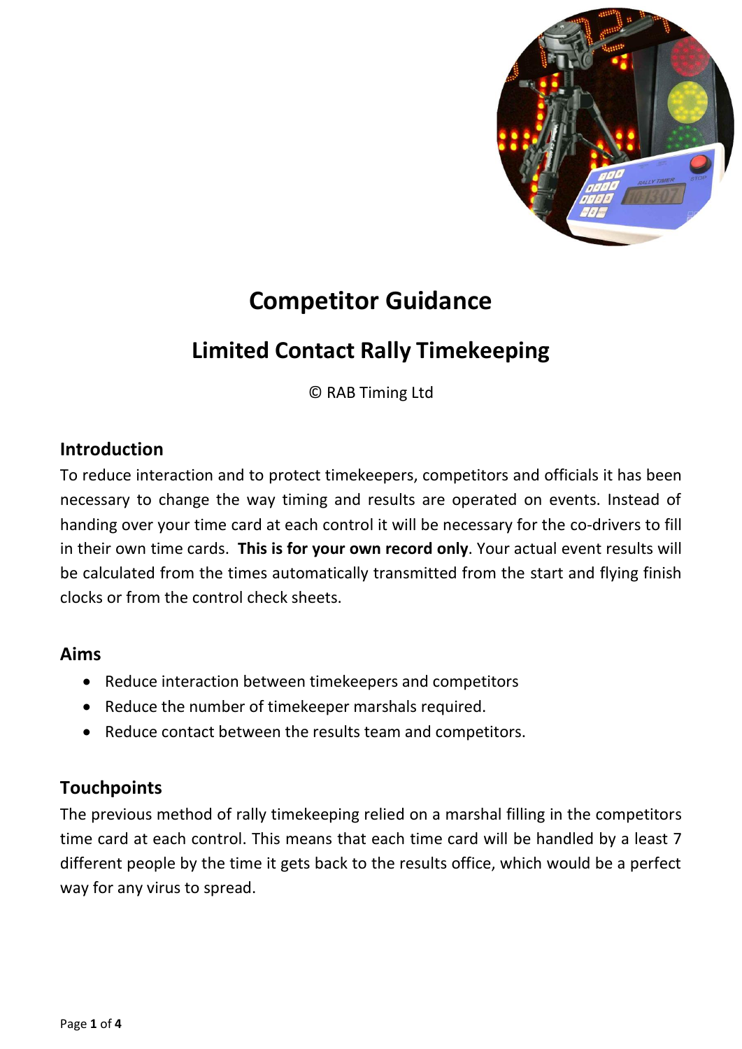# Competitor Guidance

## Limited Contact Rally Timekeeping

© RAB Timing Ltd

### Introduction

To reduce interaction and to protect timekeepers, competitors and officials it has been necessary to change the way timing and results are operated on events. Instead of handing over your time card at each control it will be necessary for the co-drivers to fill in their own time cards. **This is for your own record only**. Your actual event results will be calculated from the times automatically transmitted from the start and flying finish clocks or from the control check sheets.

### Aims

- Reduce interaction between timekeepers and competitors
- Reduce the number of timekeeper marshals required.
- Reduce contact between the results team and competitors.

### Touchpoints

The previous method of rally timekeeping relied on a marshal filling in the competitors time card at each control. This means that each time card will be handled by a least 7 different people by the time it gets back to the results office, which would be a perfect way for any virus to spread.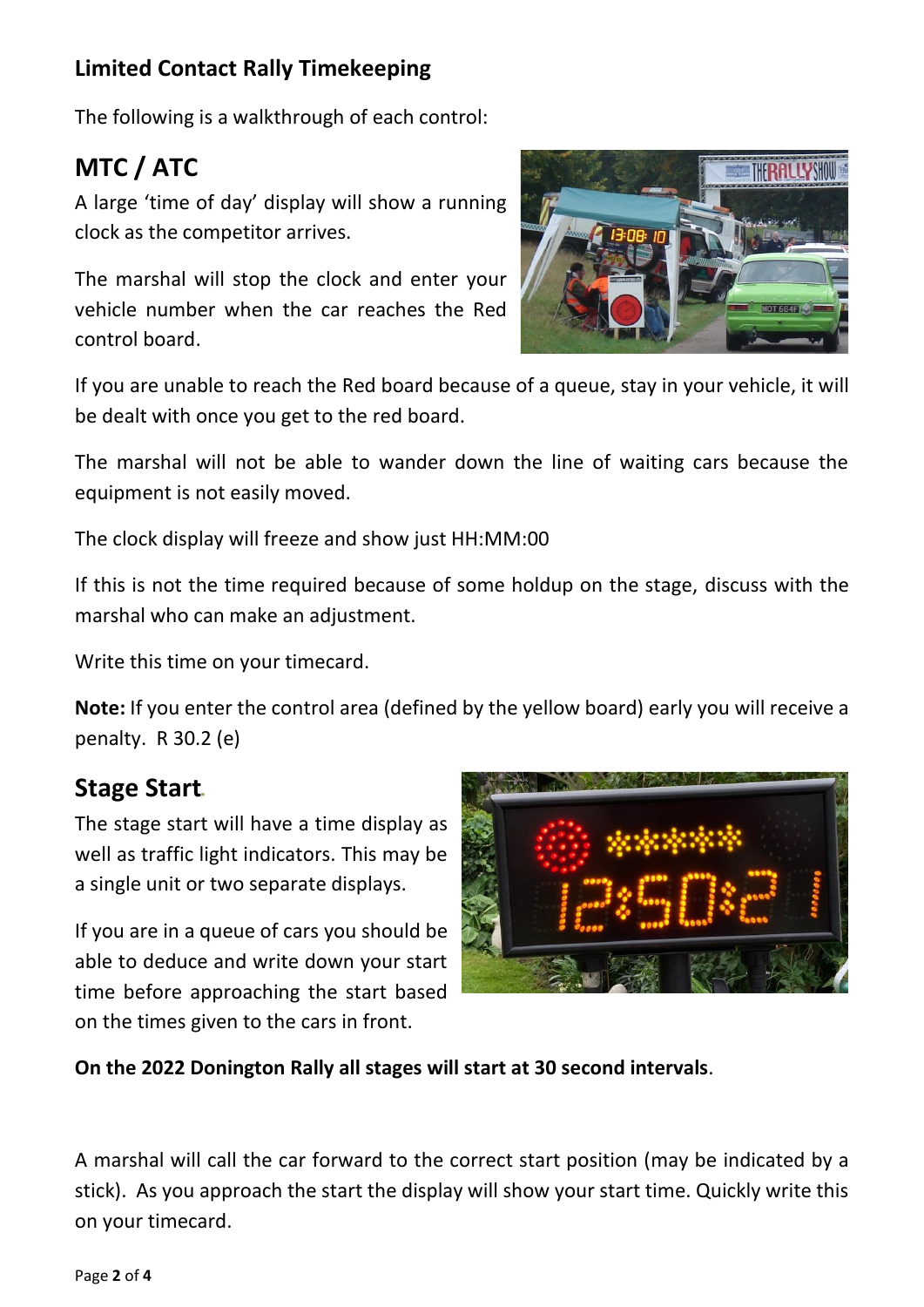## Limited Contact Rally Timekeeping

The following is a walkthrough of each control:

# MTC / ATC

A large 'time of day' display will show a running clock as the competitor arrives.

The marshal will stop the clock and enter your vehicle number when the car reaches the Red control board.

If you are unable to reach the Red board because of a queue, stay in your vehicle, it will be dealt with once you get to the red board.

The marshal will not be able to wander down the line of waiting cars because the equipment is not easily moved.

The clock display will freeze and show just HH:MM:00

If this is not the time required because of some holdup on the stage, discuss with the marshal who can make an adjustment.

Write this time on your timecard.

**Note:** If you enter the control area (defined by the yellow board) early you will receive a penalty. R 30.2 (e)

# Stage Start

The stage start will have a time display as well as traffic light indicators. This may be a single unit or two separate displays.

If you are in a queue of cars you should be able to deduce and write down your start time before approaching the start based on the times given to the cars in front.

**On the 2022 Donington Rally all stages will start at 30 second intervals**.

A marshal will call the car forward to the correct start position (may be indicated by a stick). As you approach the start the display will show your start time. Quickly write this on your timecard.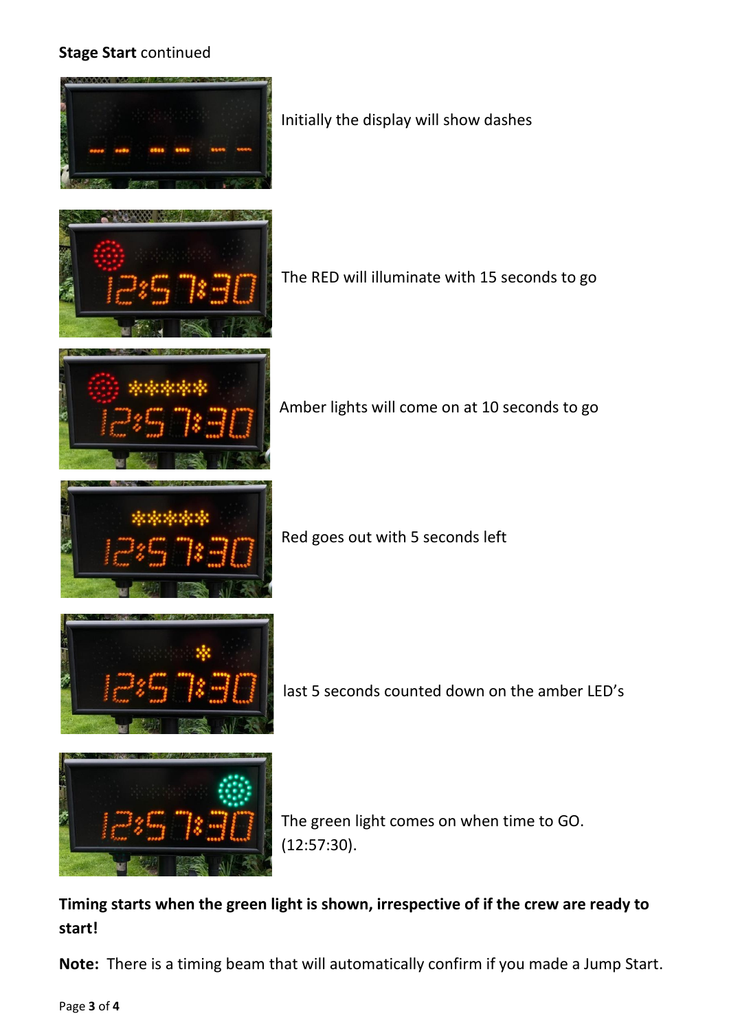**Stage Start** continued

Initially the display will show dashes

The RED will illuminate with 15 seconds to go

Amber lights will come on at 10 seconds to go

Red goes out with 5 seconds left

last 5 seconds counted down on the amber LED's

The green light comes on when time to GO. (12:57:30).

**Timing starts when the green light is shown, irrespective of if the crew are ready to start!**

**Note:** There is a timing beam that will automatically confirm if you made a Jump Start.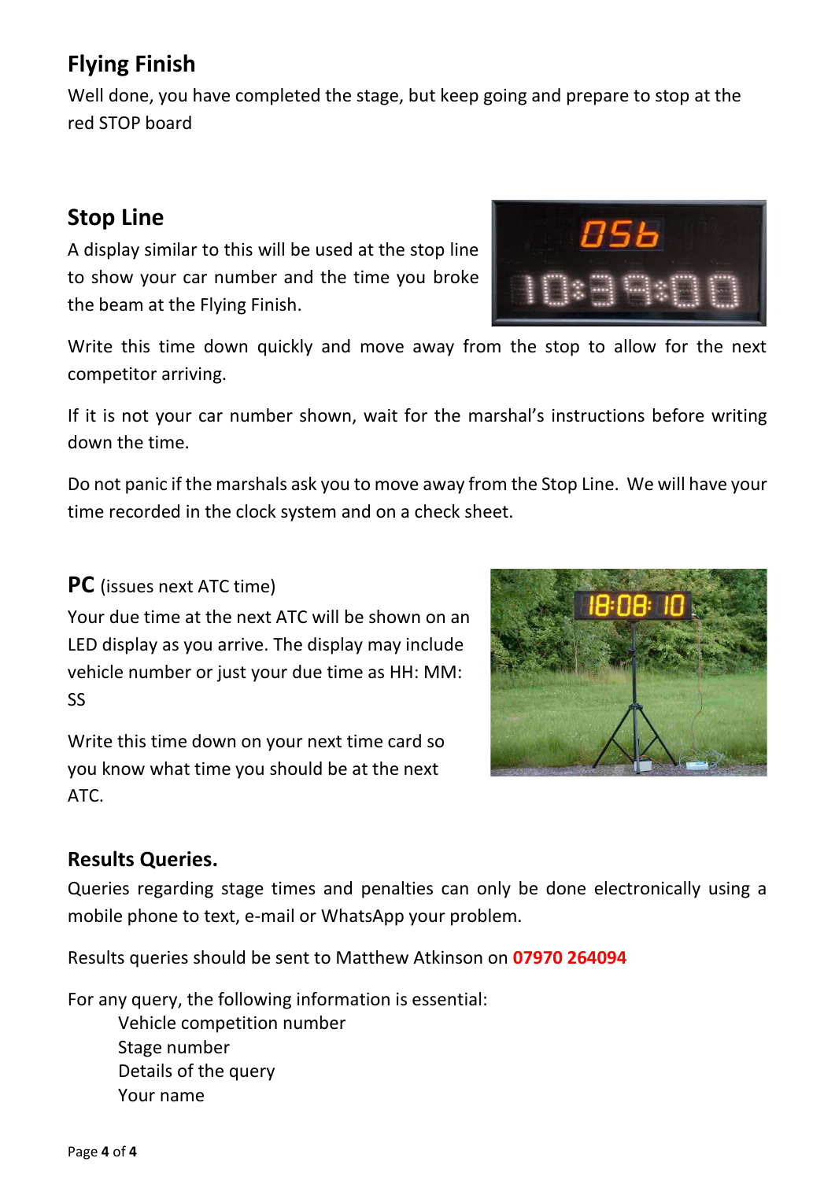## Flying Finish

Well done, you have completed the stage, but keep going and prepare to stop at the red STOP board

## Stop Line

A display similar to this will be used at the stop line to show your car number and the time you broke the beam at the Flying Finish.

Write this time down quickly and move away from the stop to allow for the next competitor arriving.

If it is not your car number shown, wait for the marshal's instructions before writing down the time.

Do not panic if the marshals ask you to move away from the Stop Line. We will have your time recorded in the clock system and on a check sheet.

## PC (issues next ATC time)

Your due time at the next ATC will be shown on an LED display as you arrive. The display may include vehicle number or just your due time as HH: MM: SS

Write this time down on your next time card so you know what time you should be at the next ATC.

## Results Queries.

Queries regarding stage times and penalties can only be done electronically using a mobile phone to text, e-mail or WhatsApp your problem.

Results queries should be sent to Matthew Atkinson on **07970 264094**

For any query, the following information is essential:

- Vehicle competition number
- Stage number
- Details of the query
- Your name